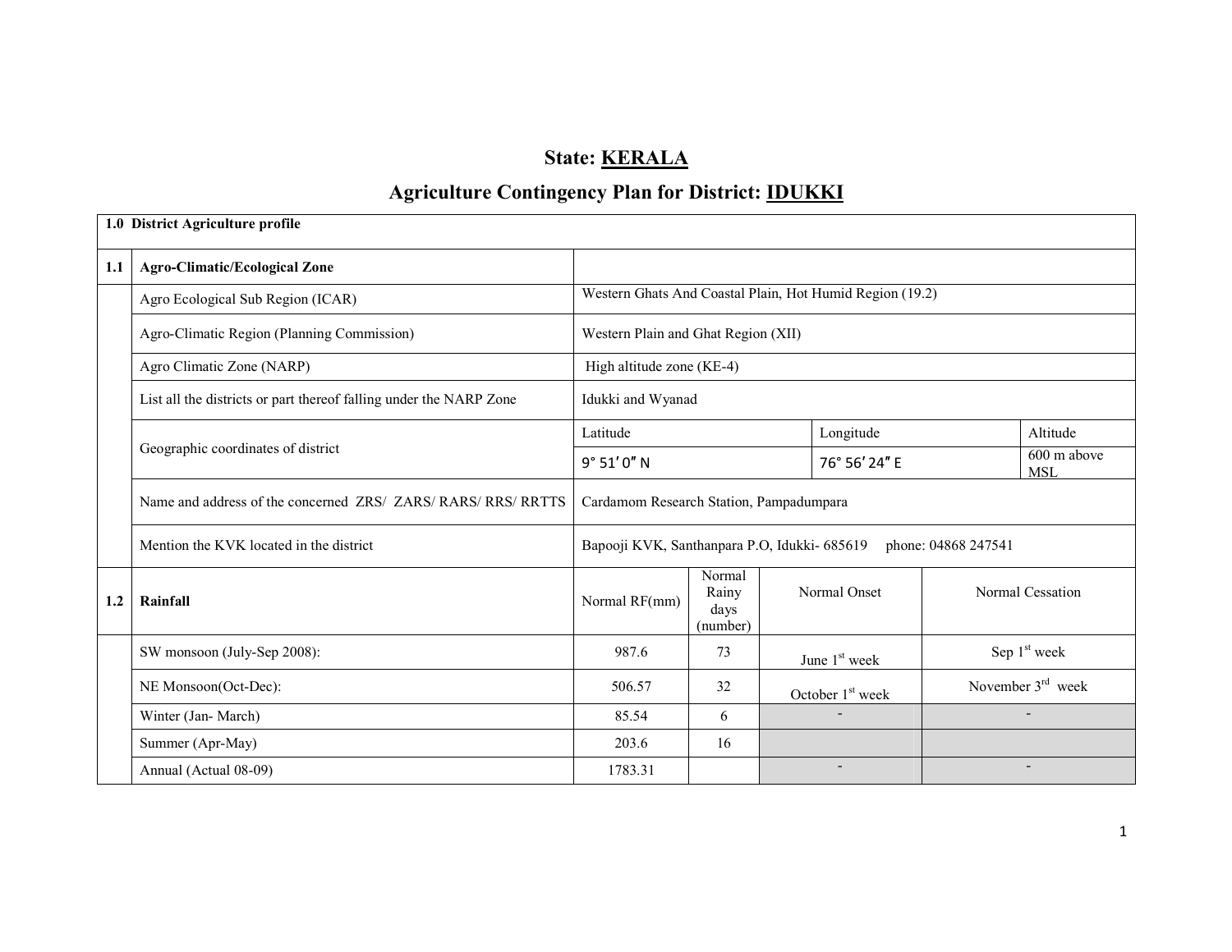# State: KERALA

# Agriculture Contingency Plan for District: IDUKKI

| | | | | | | |
|---|---|---|---|---|---|---|
| **1.0 District Agriculture profile** | | | | | | |
| **1.1** | **Agro-Climatic/Ecological Zone** | | | | | |
| | Agro Ecological Sub Region (ICAR) | Western Ghats And Coastal Plain, Hot Humid Region (19.2) | | | | |
| | Agro-Climatic Region (Planning Commission) | Western Plain and Ghat Region (XII) | | | | |
| | Agro Climatic Zone (NARP) | High altitude zone (KE-4) | | | | |
| | List all the districts or part thereof falling under the NARP Zone | Idukki and Wyanad | | | | |
| | Geographic coordinates of district | Latitude | | Longitude | | Altitude |
| | | 9° 51′ 0″ N | | 76° 56′ 24″ E | | 600 m above MSL |
| | Name and address of the concerned ZRS/ ZARS/ RARS/ RRS/ RRTTS | Cardamom Research Station, Pampadumpara | | | | |
| | Mention the KVK located in the district | Bapooji KVK, Santhanpara P.O, Idukki- 685619 phone: 04868 247541 | | | | |
| **1.2** | **Rainfall** | Normal RF(mm) | Normal Rainy days (number) | Normal Onset | Normal Cessation | |
| | SW monsoon (July-Sep 2008): | 987.6 | 73 | June 1st week | Sep 1st week | |
| | NE Monsoon(Oct-Dec): | 506.57 | 32 | October 1st week | November 3rd week | |
| | Winter (Jan- March) | 85.54 | 6 | - | - | |
| | Summer (Apr-May) | 203.6 | 16 | | | |
| | Annual (Actual 08-09) | 1783.31 | | - | - | |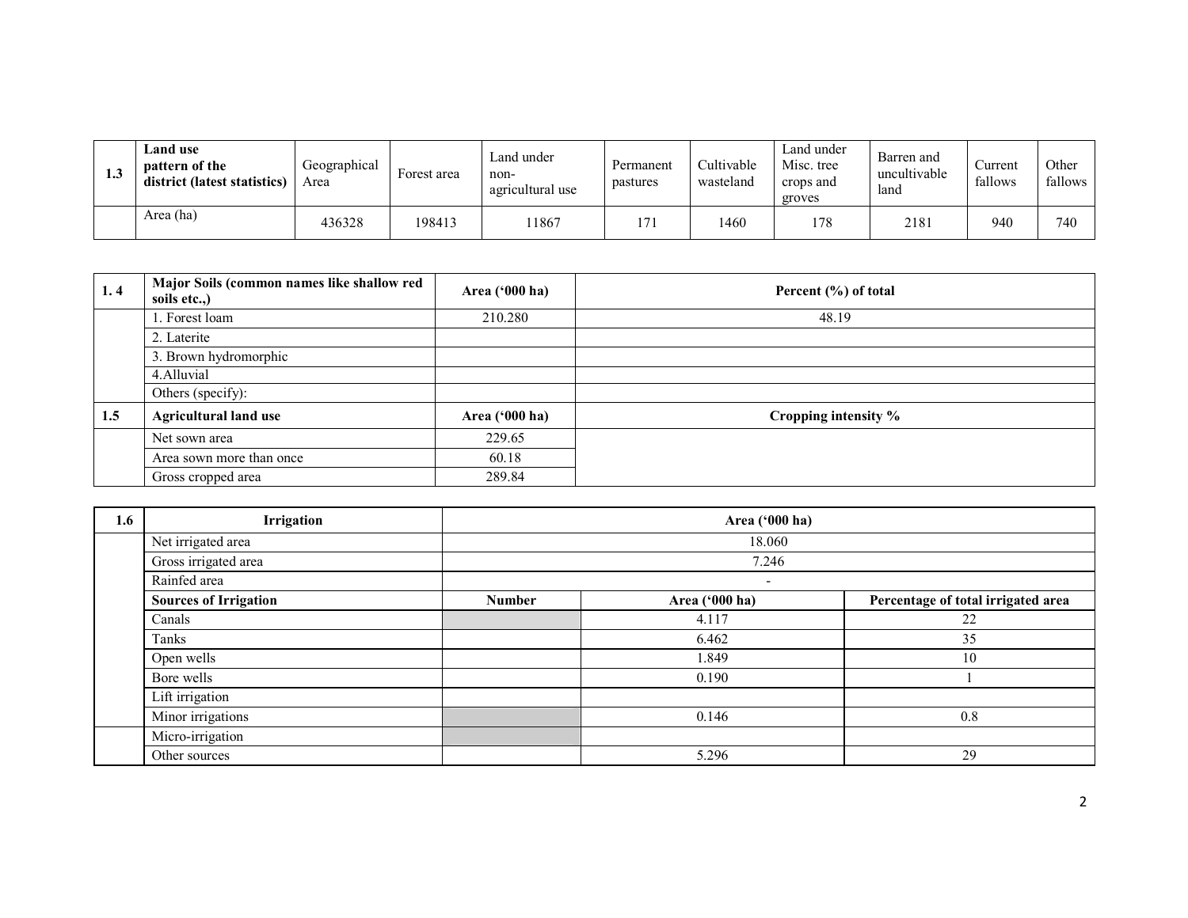| 1.3 | Land use pattern of the district (latest statistics) | Geographical Area | Forest area | Land under non-agricultural use | Permanent pastures | Cultivable wasteland | Land under Misc. tree crops and groves | Barren and uncultivable land | Current fallows | Other fallows |
|---|---|---|---|---|---|---|---|---|---|---|
| | Area (ha) | 436328 | 198413 | 11867 | 171 | 1460 | 178 | 2181 | 940 | 740 |

| 1. 4 | Major Soils (common names like shallow red soils etc.,) | Area ('000 ha) | Percent (%) of total |
|---|---|---|---|
| | 1. Forest loam | 210.280 | 48.19 |
| | 2. Laterite | | |
| | 3. Brown hydromorphic | | |
| | 4.Alluvial | | |
| | Others (specify): | | |
| **1.5** | **Agricultural land use** | **Area ('000 ha)** | **Cropping intensity %** |
| | Net sown area | 229.65 | |
| | Area sown more than once | 60.18 | |
| | Gross cropped area | 289.84 | |

| 1.6 | Irrigation | Area ('000 ha) | | |
|---|---|---|---|---|
| | Net irrigated area | 18.060 | | |
| | Gross irrigated area | 7.246 | | |
| | Rainfed area | - | | |
| | **Sources of Irrigation** | **Number** | **Area ('000 ha)** | **Percentage of total irrigated area** |
| | Canals | | 4.117 | 22 |
| | Tanks | | 6.462 | 35 |
| | Open wells | | 1.849 | 10 |
| | Bore wells | | 0.190 | 1 |
| | Lift irrigation | | | |
| | Minor irrigations | | 0.146 | 0.8 |
| | Micro-irrigation | | | |
| | Other sources | | 5.296 | 29 |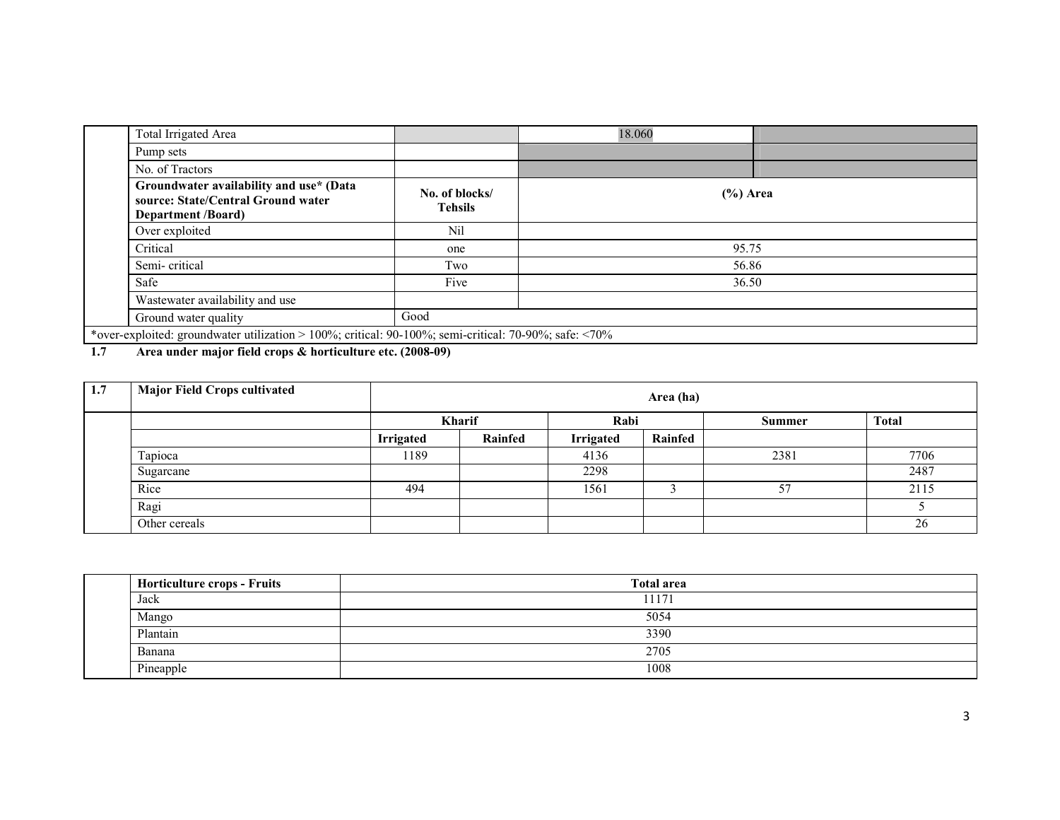| | | | | |
|---|---|---|---|---|
| | Total Irrigated Area | | 18.060 | |
| | Pump sets | | | |
| | No. of Tractors | | | |
| | **Groundwater availability and use* (Data source: State/Central Ground water Department /Board)** | **No. of blocks/ Tehsils** | **(%) Area** | |
| | Over exploited | Nil | | |
| | Critical | one | 95.75 | |
| | Semi- critical | Two | 56.86 | |
| | Safe | Five | 36.50 | |
| | Wastewater availability and use | | | |
| | Ground water quality | Good | | |

*over-exploited: groundwater utilization > 100%; critical: 90-100%; semi-critical: 70-90%; safe: <70%

**1.7 Area under major field crops & horticulture etc. (2008-09)**

| **1.7** | **Major Field Crops cultivated** | **Area (ha)** | | | | | |
|---|---|---|---|---|---|---|---|
| | | **Kharif** | | **Rabi** | | **Summer** | **Total** |
| | | **Irrigated** | **Rainfed** | **Irrigated** | **Rainfed** | | |
| | Tapioca | 1189 | | 4136 | | 2381 | 7706 |
| | Sugarcane | | | 2298 | | | 2487 |
| | Rice | 494 | | 1561 | 3 | 57 | 2115 |
| | Ragi | | | | | | 5 |
| | Other cereals | | | | | | 26 |

| | **Horticulture crops - Fruits** | **Total area** |
|---|---|---|
| | Jack | 11171 |
| | Mango | 5054 |
| | Plantain | 3390 |
| | Banana | 2705 |
| | Pineapple | 1008 |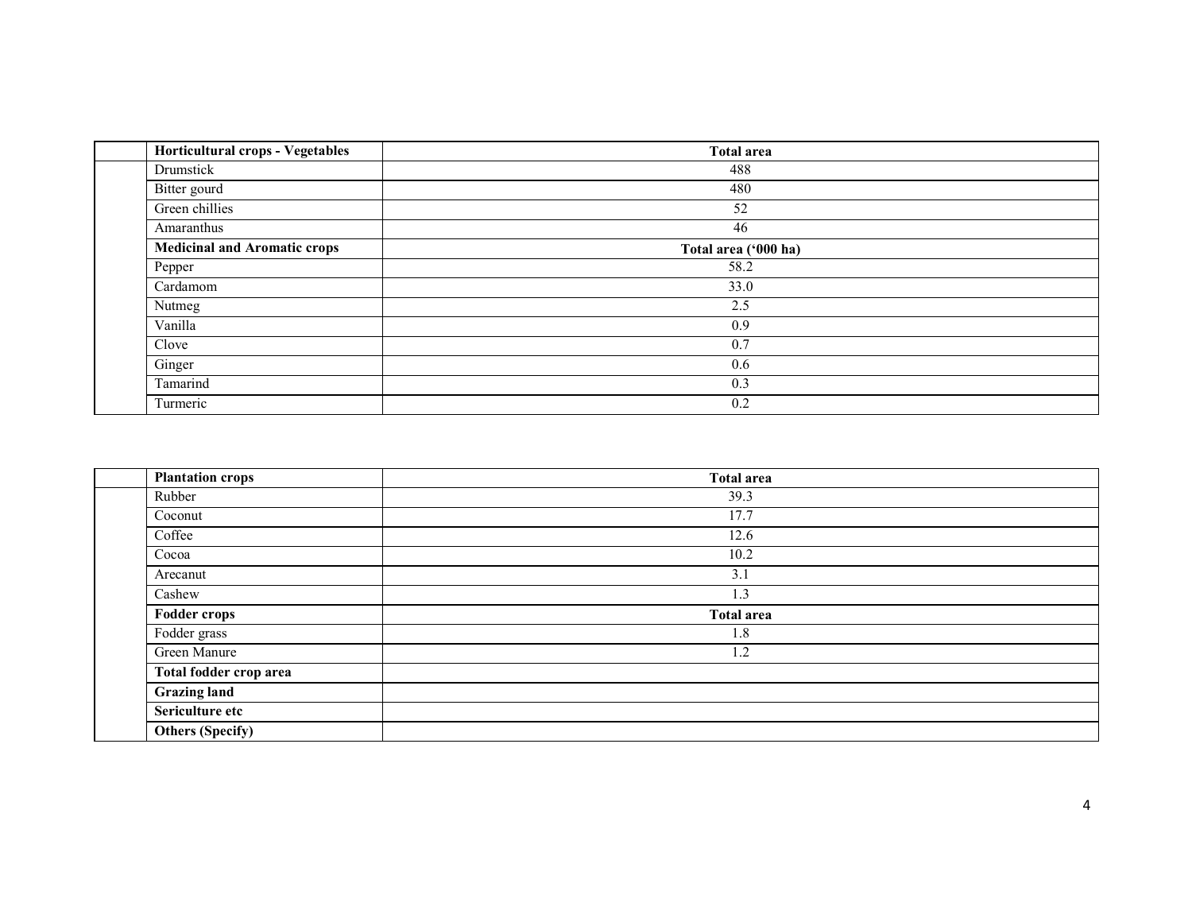|  | **Horticultural crops - Vegetables** | **Total area** |
|---|---|---|
|  | Drumstick | 488 |
|  | Bitter gourd | 480 |
|  | Green chillies | 52 |
|  | Amaranthus | 46 |
|  | **Medicinal and Aromatic crops** | **Total area ('000 ha)** |
|  | Pepper | 58.2 |
|  | Cardamom | 33.0 |
|  | Nutmeg | 2.5 |
|  | Vanilla | 0.9 |
|  | Clove | 0.7 |
|  | Ginger | 0.6 |
|  | Tamarind | 0.3 |
|  | Turmeric | 0.2 |

|  | **Plantation crops** | **Total area** |
|---|---|---|
|  | Rubber | 39.3 |
|  | Coconut | 17.7 |
|  | Coffee | 12.6 |
|  | Cocoa | 10.2 |
|  | Arecanut | 3.1 |
|  | Cashew | 1.3 |
|  | **Fodder crops** | **Total area** |
|  | Fodder grass | 1.8 |
|  | Green Manure | 1.2 |
|  | **Total fodder crop area** |  |
|  | **Grazing land** |  |
|  | **Sericulture etc** |  |
|  | **Others (Specify)** |  |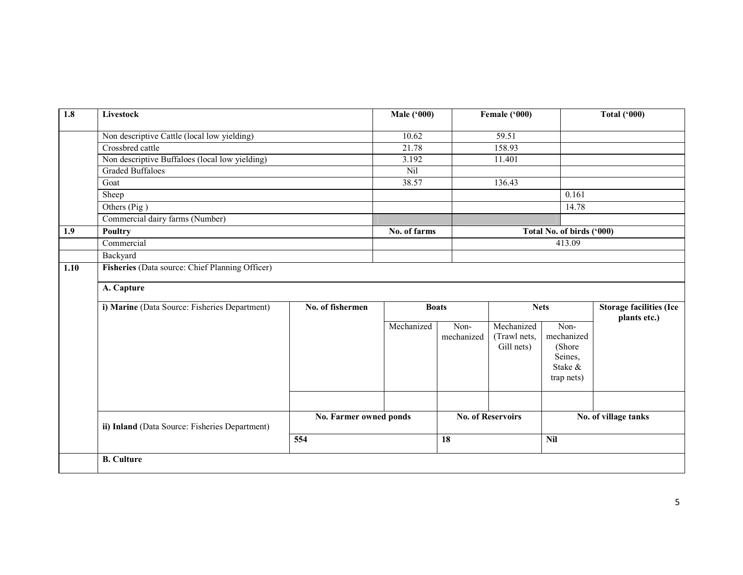| 1.8 | Livestock | Male ('000) | Female ('000) | Total ('000) |
|---|---|---|---|---|
| | Non descriptive Cattle (local low yielding) | 10.62 | 59.51 | |
| | Crossbred cattle | 21.78 | 158.93 | |
| | Non descriptive Buffaloes (local low yielding) | 3.192 | 11.401 | |
| | Graded Buffaloes | Nil | | |
| | Goat | 38.57 | 136.43 | |
| | Sheep | | | 0.161 |
| | Others (Pig ) | | | 14.78 |
| | Commercial dairy farms (Number) | | | |
| **1.9** | **Poultry** | **No. of farms** | **Total No. of birds ('000)** | |
| | Commercial | | 413.09 | |
| | Backyard | | | |

**1.10 Fisheries** (Data source: Chief Planning Officer)

**A. Capture**

| i) Marine (Data Source: Fisheries Department) | No. of fishermen | Boats | | Nets | | Storage facilities (Ice plants etc.) |
|---|---|---|---|---|---|---|
| | | Mechanized | Non-mechanized | Mechanized (Trawl nets, Gill nets) | Non-mechanized (Shore Seines, Stake & trap nets) | |
| | | | | | | |

| ii) Inland (Data Source: Fisheries Department) | No. Farmer owned ponds | No. of Reservoirs | No. of village tanks |
|---|---|---|---|
| | **554** | **18** | **Nil** |

**B. Culture**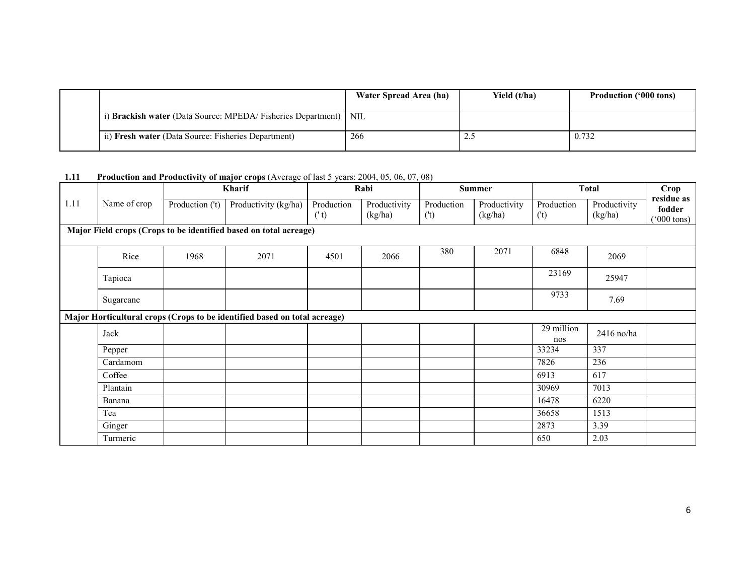| | | Water Spread Area (ha) | Yield (t/ha) | Production ('000 tons) |
|---|---|---|---|---|
| | i) **Brackish water** (Data Source: MPEDA/ Fisheries Department) | NIL | | |
| | ii) **Fresh water** (Data Source: Fisheries Department) | 266 | 2.5 | 0.732 |

**1.11 Production and Productivity of major crops** (Average of last 5 years: 2004, 05, 06, 07, 08)

| 1.11 | Name of crop | Kharif | | Rabi | | Summer | | Total | | Crop residue as fodder ('000 tons) |
|---|---|---|---|---|---|---|---|---|---|---|
| | | Production ('t) | Productivity (kg/ha) | Production (' t) | Productivity (kg/ha) | Production ('t) | Productivity (kg/ha) | Production ('t) | Productivity (kg/ha) | |
| **Major Field crops (Crops to be identified based on total acreage)** | | | | | | | | | | |
| | Rice | 1968 | 2071 | 4501 | 2066 | 380 | 2071 | 6848 | 2069 | |
| | Tapioca | | | | | | | 23169 | 25947 | |
| | Sugarcane | | | | | | | 9733 | 7.69 | |
| **Major Horticultural crops (Crops to be identified based on total acreage)** | | | | | | | | | | |
| | Jack | | | | | | | 29 million nos | 2416 no/ha | |
| | Pepper | | | | | | | 33234 | 337 | |
| | Cardamom | | | | | | | 7826 | 236 | |
| | Coffee | | | | | | | 6913 | 617 | |
| | Plantain | | | | | | | 30969 | 7013 | |
| | Banana | | | | | | | 16478 | 6220 | |
| | Tea | | | | | | | 36658 | 1513 | |
| | Ginger | | | | | | | 2873 | 3.39 | |
| | Turmeric | | | | | | | 650 | 2.03 | |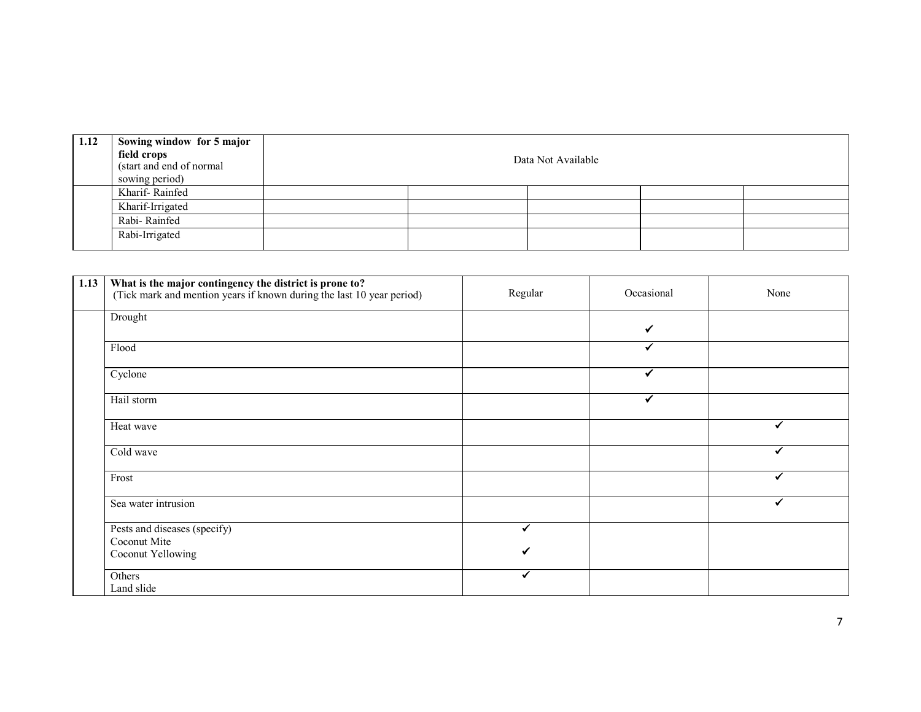| 1.12 | Sowing window for 5 major field crops (start and end of normal sowing period) | Data Not Available | | | | |
|---|---|---|---|---|---|---|
| | Kharif- Rainfed | | | | | |
| | Kharif-Irrigated | | | | | |
| | Rabi- Rainfed | | | | | |
| | Rabi-Irrigated | | | | | |

| 1.13 | What is the major contingency the district is prone to? (Tick mark and mention years if known during the last 10 year period) | Regular | Occasional | None |
|---|---|---|---|---|
| | Drought | | ✓ | |
| | Flood | | ✓ | |
| | Cyclone | | ✓ | |
| | Hail storm | | ✓ | |
| | Heat wave | | | ✓ |
| | Cold wave | | | ✓ |
| | Frost | | | ✓ |
| | Sea water intrusion | | | ✓ |
| | Pests and diseases (specify) Coconut Mite Coconut Yellowing | ✓ ✓ | | |
| | Others Land slide | ✓ | | |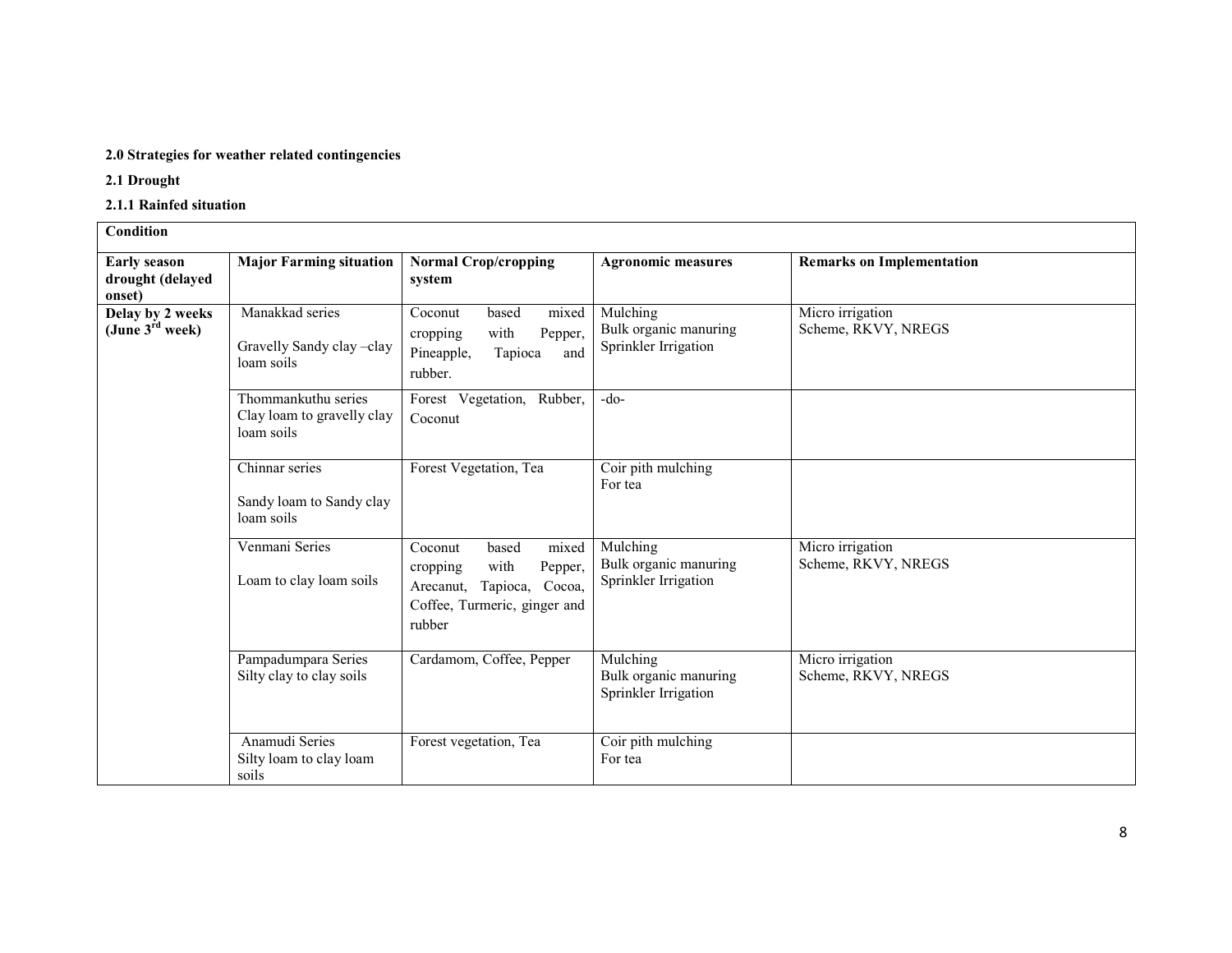**2.0 Strategies for weather related contingencies**

**2.1 Drought**

**2.1.1 Rainfed situation**

| Condition | | | | |
|---|---|---|---|---|
| **Early season drought (delayed onset)** | **Major Farming situation** | **Normal Crop/cropping system** | **Agronomic measures** | **Remarks on Implementation** |
| **Delay by 2 weeks (June 3rd week)** | Manakkad series<br><br>Gravelly Sandy clay –clay loam soils | Coconut based mixed cropping with Pepper, Pineapple, Tapioca and rubber. | Mulching<br>Bulk organic manuring<br>Sprinkler Irrigation | Micro irrigation<br>Scheme, RKVY, NREGS |
| | Thommankuthu series<br>Clay loam to gravelly clay loam soils | Forest Vegetation, Rubber, Coconut | -do- | |
| | Chinnar series<br><br>Sandy loam to Sandy clay loam soils | Forest Vegetation, Tea | Coir pith mulching<br>For tea | |
| | Venmani Series<br><br>Loam to clay loam soils | Coconut based mixed cropping with Pepper, Arecanut, Tapioca, Cocoa, Coffee, Turmeric, ginger and rubber | Mulching<br>Bulk organic manuring<br>Sprinkler Irrigation | Micro irrigation<br>Scheme, RKVY, NREGS |
| | Pampadumpara Series<br>Silty clay to clay soils | Cardamom, Coffee, Pepper | Mulching<br>Bulk organic manuring<br>Sprinkler Irrigation | Micro irrigation<br>Scheme, RKVY, NREGS |
| | Anamudi Series<br>Silty loam to clay loam soils | Forest vegetation, Tea | Coir pith mulching<br>For tea | |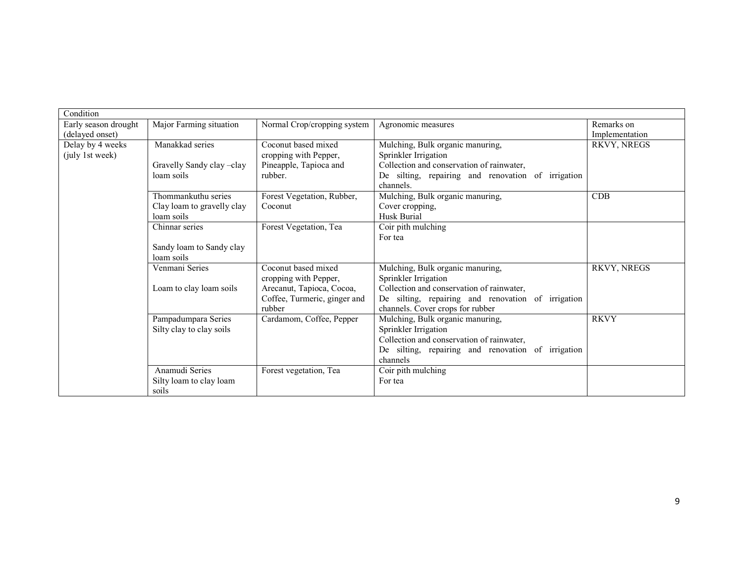| Condition | | | | |
|---|---|---|---|---|
| Early season drought (delayed onset) | Major Farming situation | Normal Crop/cropping system | Agronomic measures | Remarks on Implementation |
| Delay by 4 weeks (july 1st week) | Manakkad series<br><br>Gravelly Sandy clay –clay loam soils | Coconut based mixed cropping with Pepper, Pineapple, Tapioca and rubber. | Mulching, Bulk organic manuring,<br>Sprinkler Irrigation<br>Collection and conservation of rainwater,<br>De silting, repairing and renovation of irrigation channels. | RKVY, NREGS |
| | Thommankuthu series<br>Clay loam to gravelly clay loam soils | Forest Vegetation, Rubber, Coconut | Mulching, Bulk organic manuring,<br>Cover cropping,<br>Husk Burial | CDB |
| | Chinnar series<br><br>Sandy loam to Sandy clay loam soils | Forest Vegetation, Tea | Coir pith mulching<br>For tea | |
| | Venmani Series<br><br>Loam to clay loam soils | Coconut based mixed cropping with Pepper, Arecanut, Tapioca, Cocoa, Coffee, Turmeric, ginger and rubber | Mulching, Bulk organic manuring,<br>Sprinkler Irrigation<br>Collection and conservation of rainwater,<br>De silting, repairing and renovation of irrigation channels. Cover crops for rubber | RKVY, NREGS |
| | Pampadumpara Series<br>Silty clay to clay soils | Cardamom, Coffee, Pepper | Mulching, Bulk organic manuring,<br>Sprinkler Irrigation<br>Collection and conservation of rainwater,<br>De silting, repairing and renovation of irrigation channels | RKVY |
| | Anamudi Series<br>Silty loam to clay loam soils | Forest vegetation, Tea | Coir pith mulching<br>For tea | |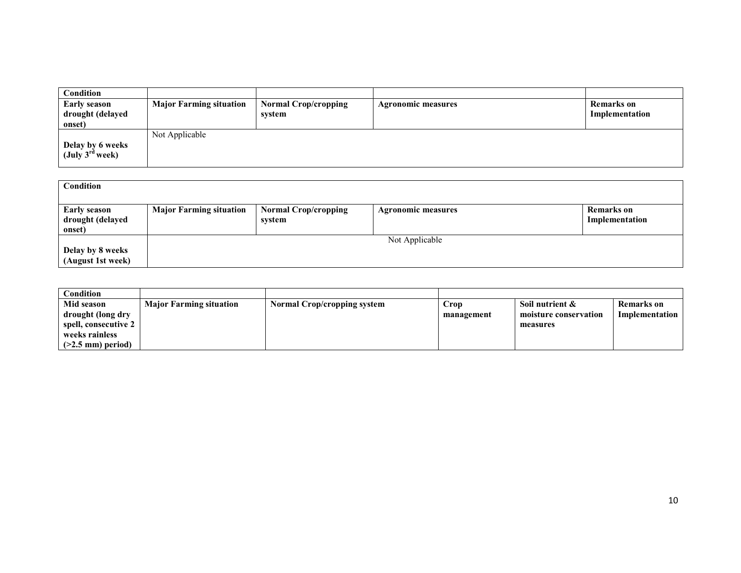| Condition | | | | |
|---|---|---|---|---|
| **Early season drought (delayed onset)** | **Major Farming situation** | **Normal Crop/cropping system** | **Agronomic measures** | **Remarks on Implementation** |
| **Delay by 6 weeks (July 3rd week)** | Not Applicable | | | |

| Condition | | | | |
|---|---|---|---|---|
| **Early season drought (delayed onset)** | **Major Farming situation** | **Normal Crop/cropping system** | **Agronomic measures** | **Remarks on Implementation** |
| **Delay by 8 weeks (August 1st week)** | Not Applicable | | | |

| Condition | | | | | |
|---|---|---|---|---|---|
| **Mid season drought (long dry spell, consecutive 2 weeks rainless (>2.5 mm) period)** | **Major Farming situation** | **Normal Crop/cropping system** | **Crop management** | **Soil nutrient & moisture conservation measures** | **Remarks on Implementation** |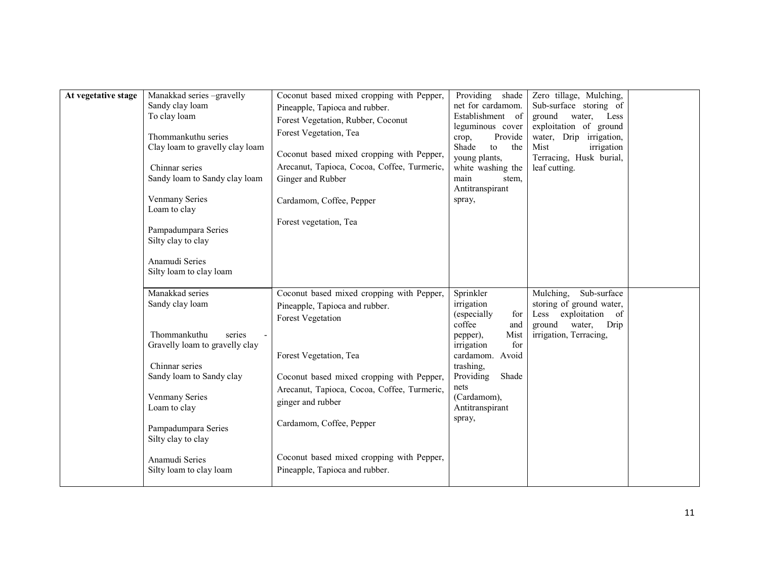| At vegetative stage | Manakkad series –gravelly Sandy clay loam To clay loam<br><br>Thommankuthu series Clay loam to gravelly clay loam<br><br>Chinnar series Sandy loam to Sandy clay loam<br><br>Venmany Series Loam to clay<br><br>Pampadumpara Series Silty clay to clay<br><br>Anamudi Series Silty loam to clay loam | Coconut based mixed cropping with Pepper, Pineapple, Tapioca and rubber.<br>Forest Vegetation, Rubber, Coconut<br>Forest Vegetation, Tea<br><br>Coconut based mixed cropping with Pepper, Arecanut, Tapioca, Cocoa, Coffee, Turmeric, Ginger and Rubber<br><br>Cardamom, Coffee, Pepper<br><br>Forest vegetation, Tea | Providing shade net for cardamom. Establishment of leguminous cover crop, Provide Shade to the young plants, white washing the main stem, Antitranspirant spray, | Zero tillage, Mulching, Sub-surface storing of ground water, Less exploitation of ground water, Drip irrigation, Mist irrigation Terracing, Husk burial, leaf cutting. | |
|---|---|---|---|---|---|
| | Manakkad series Sandy clay loam<br><br>Thommankuthu series - Gravelly loam to gravelly clay<br><br>Chinnar series Sandy loam to Sandy clay<br><br>Venmany Series Loam to clay<br><br>Pampadumpara Series Silty clay to clay<br><br>Anamudi Series Silty loam to clay loam | Coconut based mixed cropping with Pepper, Pineapple, Tapioca and rubber.<br>Forest Vegetation<br><br>Forest Vegetation, Tea<br><br>Coconut based mixed cropping with Pepper, Arecanut, Tapioca, Cocoa, Coffee, Turmeric, ginger and rubber<br><br>Cardamom, Coffee, Pepper<br><br>Coconut based mixed cropping with Pepper, Pineapple, Tapioca and rubber. | Sprinkler irrigation (especially for coffee and pepper), Mist irrigation for cardamom. Avoid trashing, Providing Shade nets (Cardamom), Antitranspirant spray, | Mulching, Sub-surface storing of ground water, Less exploitation of ground water, Drip irrigation, Terracing, | |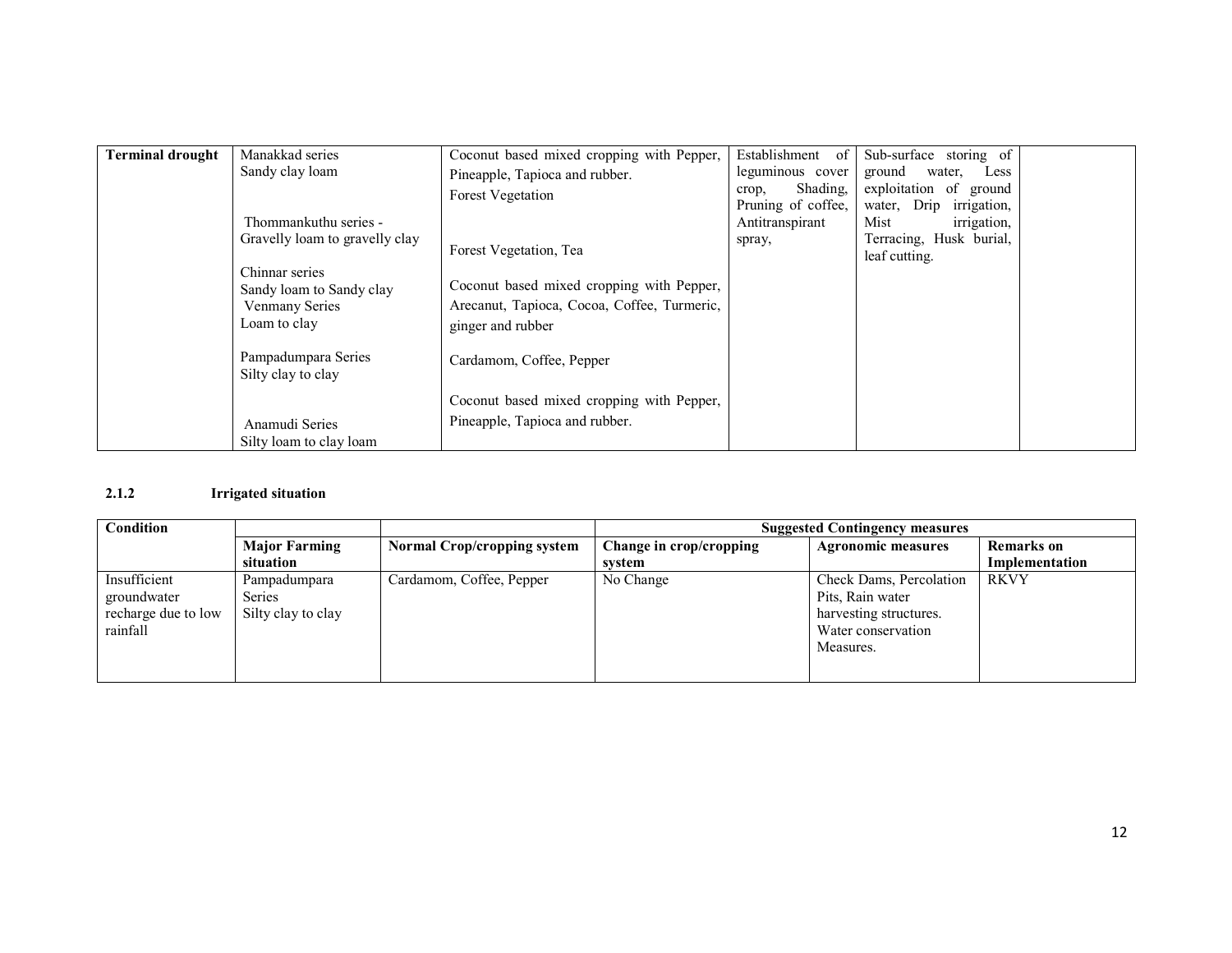| Terminal drought | Manakkad series<br>Sandy clay loam<br><br>Thommankuthu series -<br>Gravelly loam to gravelly clay<br><br>Chinnar series<br>Sandy loam to Sandy clay<br>Venmany Series<br>Loam to clay<br><br>Pampadumpara Series<br>Silty clay to clay<br><br>Anamudi Series<br>Silty loam to clay loam | Coconut based mixed cropping with Pepper, Pineapple, Tapioca and rubber.<br>Forest Vegetation<br><br>Forest Vegetation, Tea<br><br>Coconut based mixed cropping with Pepper, Arecanut, Tapioca, Cocoa, Coffee, Turmeric, ginger and rubber<br><br>Cardamom, Coffee, Pepper<br><br>Coconut based mixed cropping with Pepper, Pineapple, Tapioca and rubber. | Establishment of leguminous cover crop, Shading, Pruning of coffee, Antitranspirant spray, | Sub-surface storing of ground water, Less exploitation of ground water, Drip irrigation, Mist irrigation, Terracing, Husk burial, leaf cutting. | |
|---|---|---|---|---|---|

### 2.1.2 Irrigated situation

| Condition | | | Suggested Contingency measures | | |
|---|---|---|---|---|---|
| | **Major Farming situation** | **Normal Crop/cropping system** | **Change in crop/cropping system** | **Agronomic measures** | **Remarks on Implementation** |
| Insufficient groundwater recharge due to low rainfall | Pampadumpara Series Silty clay to clay | Cardamom, Coffee, Pepper | No Change | Check Dams, Percolation Pits, Rain water harvesting structures. Water conservation Measures. | RKVY |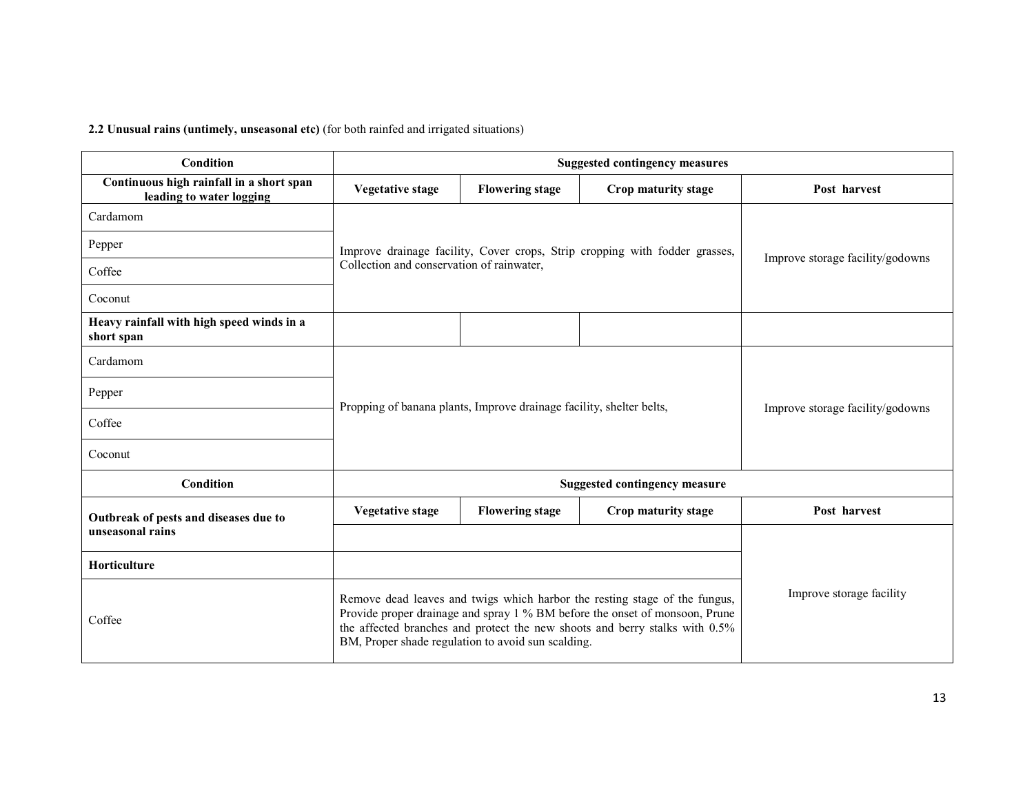**2.2 Unusual rains (untimely, unseasonal etc)** (for both rainfed and irrigated situations)

| Condition | Suggested contingency measures | | | |
|---|---|---|---|---|
| **Continuous high rainfall in a short span leading to water logging** | **Vegetative stage** | **Flowering stage** | **Crop maturity stage** | **Post harvest** |
| Cardamom | Improve drainage facility, Cover crops, Strip cropping with fodder grasses, Collection and conservation of rainwater, | | | Improve storage facility/godowns |
| Pepper | | | | |
| Coffee | | | | |
| Coconut | | | | |
| **Heavy rainfall with high speed winds in a short span** | | | | |
| Cardamom | Propping of banana plants, Improve drainage facility, shelter belts, | | | Improve storage facility/godowns |
| Pepper | | | | |
| Coffee | | | | |
| Coconut | | | | |
| **Condition** | **Suggested contingency measure** | | | |
| **Outbreak of pests and diseases due to unseasonal rains** | **Vegetative stage** | **Flowering stage** | **Crop maturity stage** | **Post harvest** |
| | | | | Improve storage facility |
| **Horticulture** | | | | |
| Coffee | Remove dead leaves and twigs which harbor the resting stage of the fungus, Provide proper drainage and spray 1 % BM before the onset of monsoon, Prune the affected branches and protect the new shoots and berry stalks with 0.5% BM, Proper shade regulation to avoid sun scalding. | | | |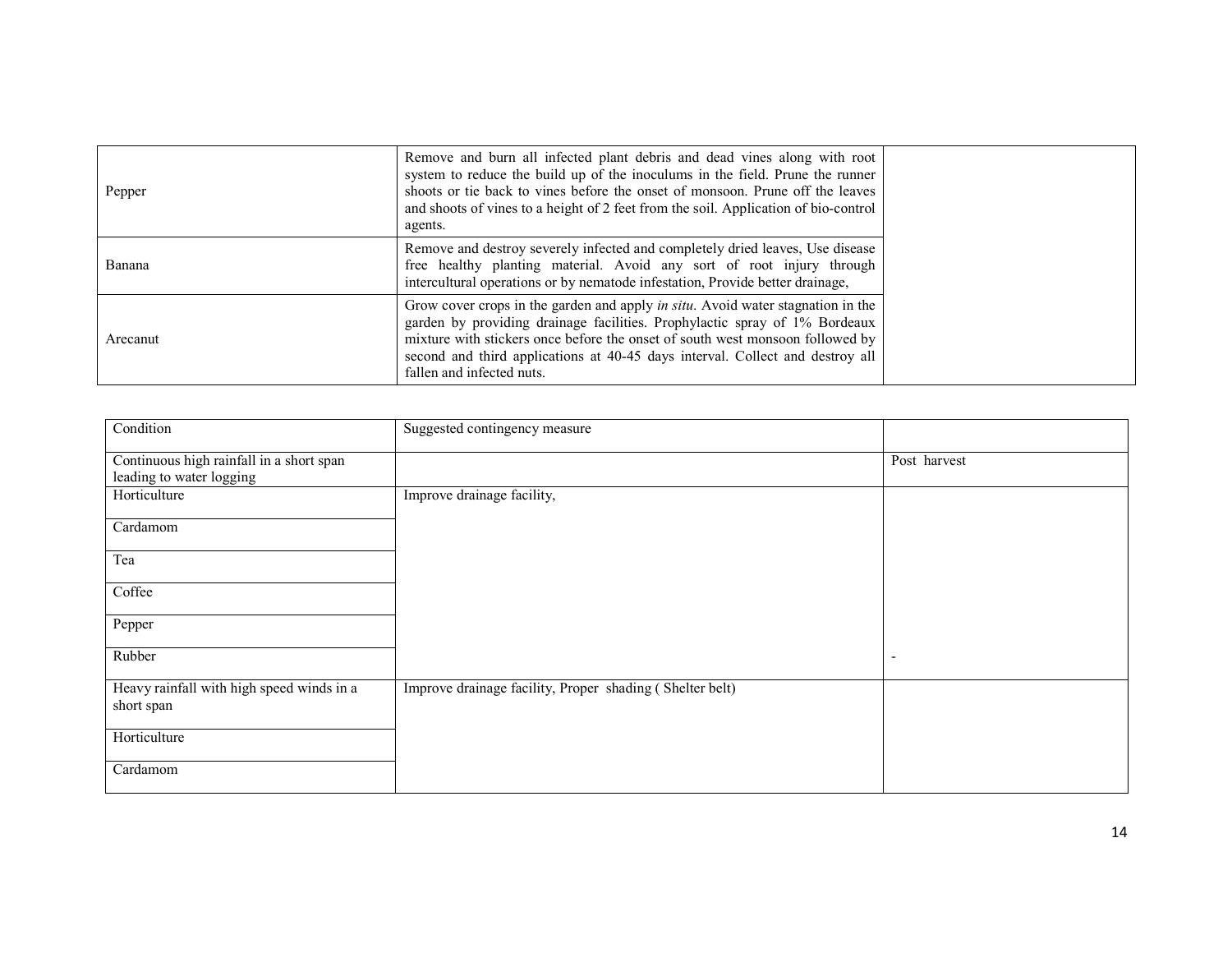| | | |
|---|---|---|
| Pepper | Remove and burn all infected plant debris and dead vines along with root system to reduce the build up of the inoculums in the field. Prune the runner shoots or tie back to vines before the onset of monsoon. Prune off the leaves and shoots of vines to a height of 2 feet from the soil. Application of bio-control agents. | |
| Banana | Remove and destroy severely infected and completely dried leaves, Use disease free healthy planting material. Avoid any sort of root injury through intercultural operations or by nematode infestation, Provide better drainage, | |
| Arecanut | Grow cover crops in the garden and apply *in situ*. Avoid water stagnation in the garden by providing drainage facilities. Prophylactic spray of 1% Bordeaux mixture with stickers once before the onset of south west monsoon followed by second and third applications at 40-45 days interval. Collect and destroy all fallen and infected nuts. | |

| Condition | Suggested contingency measure | |
|---|---|---|
| Continuous high rainfall in a short span leading to water logging | | Post harvest |
| Horticulture | Improve drainage facility, | |
| Cardamom | | |
| Tea | | |
| Coffee | | |
| Pepper | | |
| Rubber | | - |
| Heavy rainfall with high speed winds in a short span | Improve drainage facility, Proper shading ( Shelter belt) | |
| Horticulture | | |
| Cardamom | | |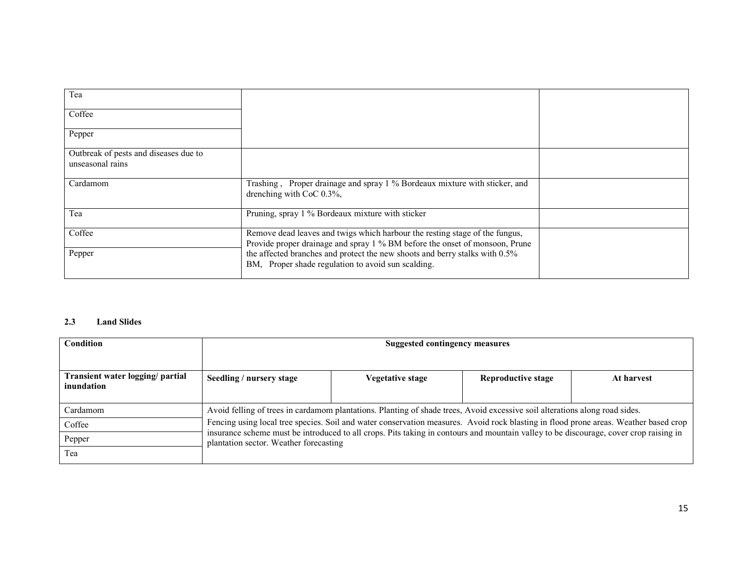| | | |
|---|---|---|
| Tea | | |
| Coffee | | |
| Pepper | | |
| Outbreak of pests and diseases due to unseasonal rains | | |
| Cardamom | Trashing , Proper drainage and spray 1 % Bordeaux mixture with sticker, and drenching with CoC 0.3%, | |
| Tea | Pruning, spray 1 % Bordeaux mixture with sticker | |
| Coffee | Remove dead leaves and twigs which harbour the resting stage of the fungus, Provide proper drainage and spray 1 % BM before the onset of monsoon, Prune the affected branches and protect the new shoots and berry stalks with 0.5% BM, Proper shade regulation to avoid sun scalding. | |
| Pepper | | |

## 2.3 Land Slides

| Condition | Suggested contingency measures | | | |
|---|---|---|---|---|
| **Transient water logging/ partial inundation** | **Seedling / nursery stage** | **Vegetative stage** | **Reproductive stage** | **At harvest** |
| Cardamom | Avoid felling of trees in cardamom plantations. Planting of shade trees, Avoid excessive soil alterations along road sides. Fencing using local tree species. Soil and water conservation measures. Avoid rock blasting in flood prone areas. Weather based crop insurance scheme must be introduced to all crops. Pits taking in contours and mountain valley to be discourage, cover crop raising in plantation sector. Weather forecasting | | | |
| Coffee | | | | |
| Pepper | | | | |
| Tea | | | | |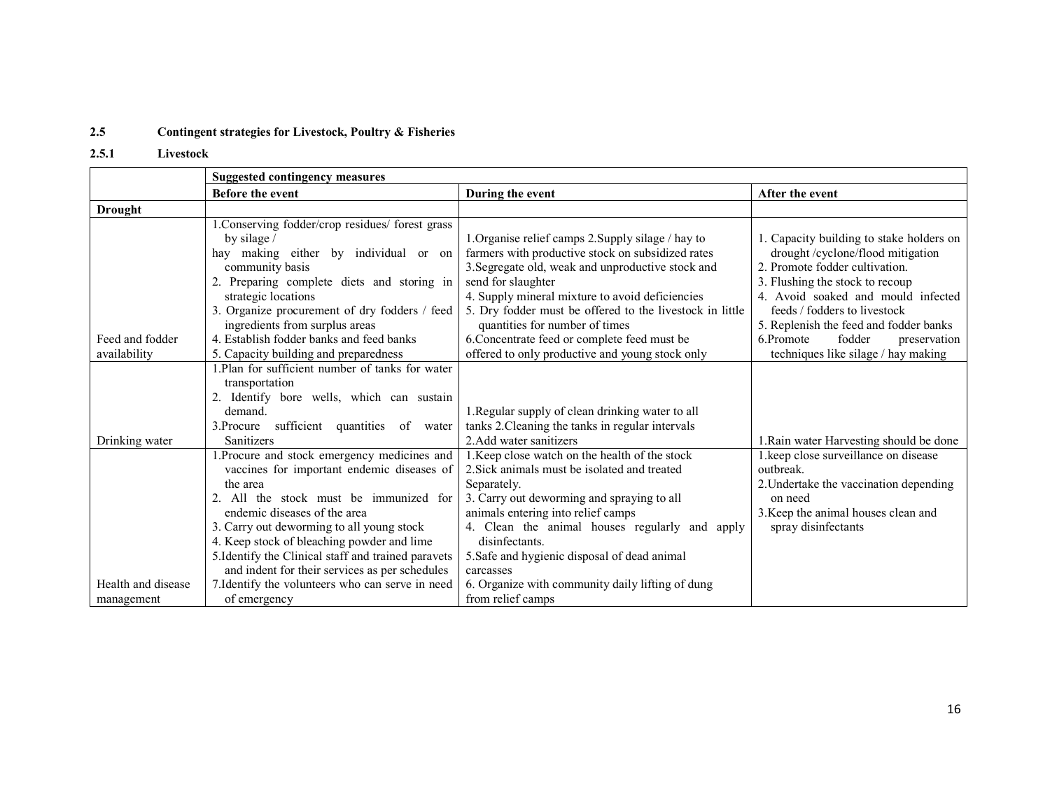### 2.5 Contingent strategies for Livestock, Poultry & Fisheries

#### 2.5.1 Livestock

| | Suggested contingency measures | | |
|---|---|---|---|
| | **Before the event** | **During the event** | **After the event** |
| **Drought** | | | |
| Feed and fodder availability | 1.Conserving fodder/crop residues/ forest grass by silage / hay making either by individual or on community basis<br>2. Preparing complete diets and storing in strategic locations<br>3. Organize procurement of dry fodders / feed ingredients from surplus areas<br>4. Establish fodder banks and feed banks<br>5. Capacity building and preparedness | 1.Organise relief camps 2.Supply silage / hay to farmers with productive stock on subsidized rates<br>3.Segregate old, weak and unproductive stock and send for slaughter<br>4. Supply mineral mixture to avoid deficiencies<br>5. Dry fodder must be offered to the livestock in little quantities for number of times<br>6.Concentrate feed or complete feed must be offered to only productive and young stock only | 1. Capacity building to stake holders on drought /cyclone/flood mitigation<br>2. Promote fodder cultivation.<br>3. Flushing the stock to recoup<br>4. Avoid soaked and mould infected feeds / fodders to livestock<br>5. Replenish the feed and fodder banks<br>6.Promote fodder preservation techniques like silage / hay making |
| Drinking water | 1.Plan for sufficient number of tanks for water transportation<br>2. Identify bore wells, which can sustain demand.<br>3.Procure sufficient quantities of water Sanitizers | 1.Regular supply of clean drinking water to all tanks 2.Cleaning the tanks in regular intervals<br>2.Add water sanitizers | 1.Rain water Harvesting should be done |
| Health and disease management | 1.Procure and stock emergency medicines and vaccines for important endemic diseases of the area<br>2. All the stock must be immunized for endemic diseases of the area<br>3. Carry out deworming to all young stock<br>4. Keep stock of bleaching powder and lime<br>5.Identify the Clinical staff and trained paravets and indent for their services as per schedules<br>7.Identify the volunteers who can serve in need of emergency | 1.Keep close watch on the health of the stock<br>2.Sick animals must be isolated and treated Separately.<br>3. Carry out deworming and spraying to all animals entering into relief camps<br>4. Clean the animal houses regularly and apply disinfectants.<br>5.Safe and hygienic disposal of dead animal carcasses<br>6. Organize with community daily lifting of dung from relief camps | 1.keep close surveillance on disease outbreak.<br>2.Undertake the vaccination depending on need<br>3.Keep the animal houses clean and spray disinfectants |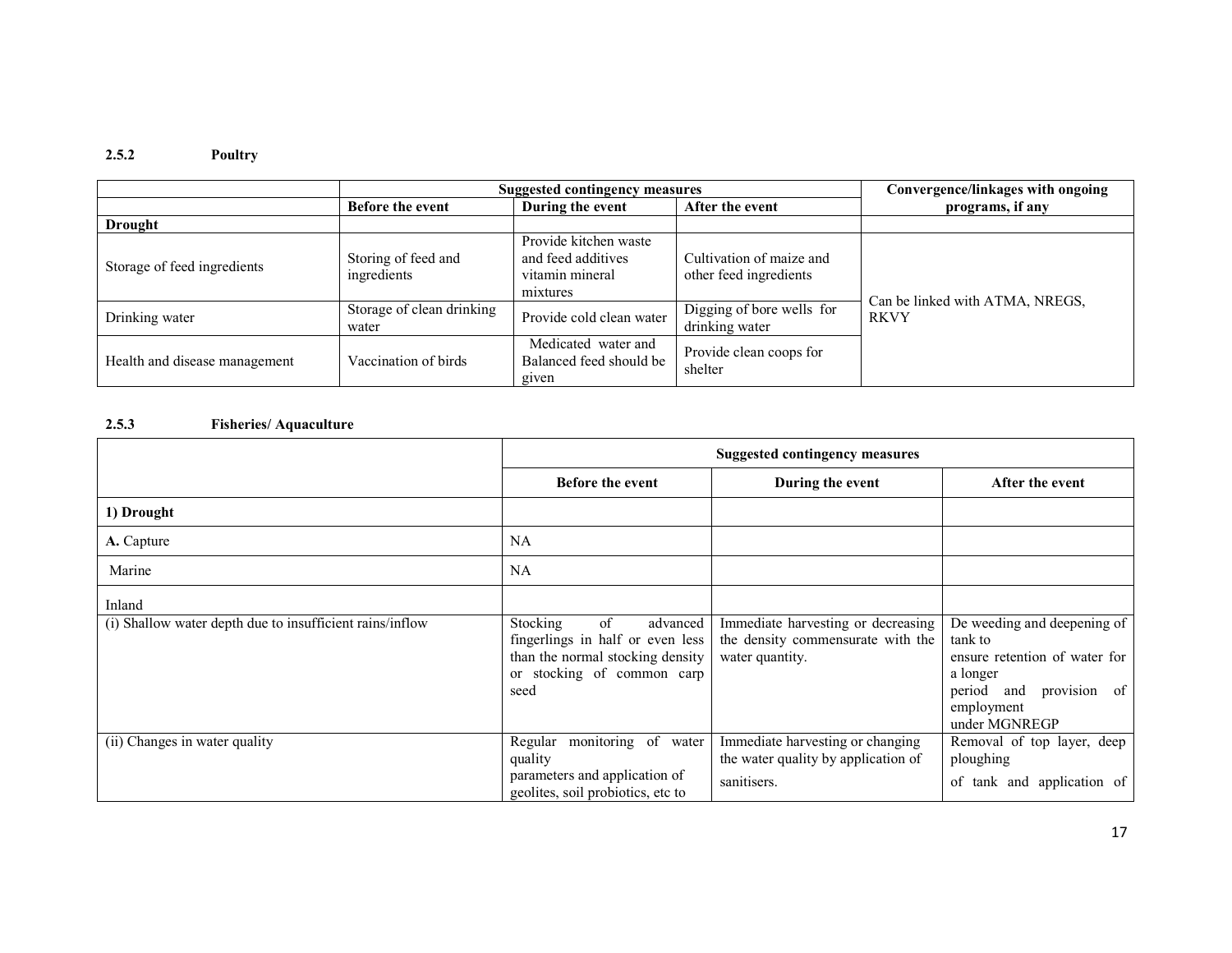### 2.5.2 Poultry

| | Suggested contingency measures | | | Convergence/linkages with ongoing programs, if any |
|---|---|---|---|---|
| | Before the event | During the event | After the event | |
| **Drought** | | | | |
| Storage of feed ingredients | Storing of feed and ingredients | Provide kitchen waste and feed additives vitamin mineral mixtures | Cultivation of maize and other feed ingredients | Can be linked with ATMA, NREGS, RKVY |
| Drinking water | Storage of clean drinking water | Provide cold clean water | Digging of bore wells for drinking water | |
| Health and disease management | Vaccination of birds | Medicated water and Balanced feed should be given | Provide clean coops for shelter | |

### 2.5.3 Fisheries/ Aquaculture

| | Suggested contingency measures | | |
|---|---|---|---|
| | Before the event | During the event | After the event |
| **1) Drought** | | | |
| **A.** Capture | NA | | |
| Marine | NA | | |
| Inland | | | |
| (i) Shallow water depth due to insufficient rains/inflow | Stocking of advanced fingerlings in half or even less than the normal stocking density or stocking of common carp seed | Immediate harvesting or decreasing the density commensurate with the water quantity. | De weeding and deepening of tank to ensure retention of water for a longer period and provision of employment under MGNREGP |
| (ii) Changes in water quality | Regular monitoring of water quality parameters and application of geolites, soil probiotics, etc to | Immediate harvesting or changing the water quality by application of sanitisers. | Removal of top layer, deep ploughing of tank and application of |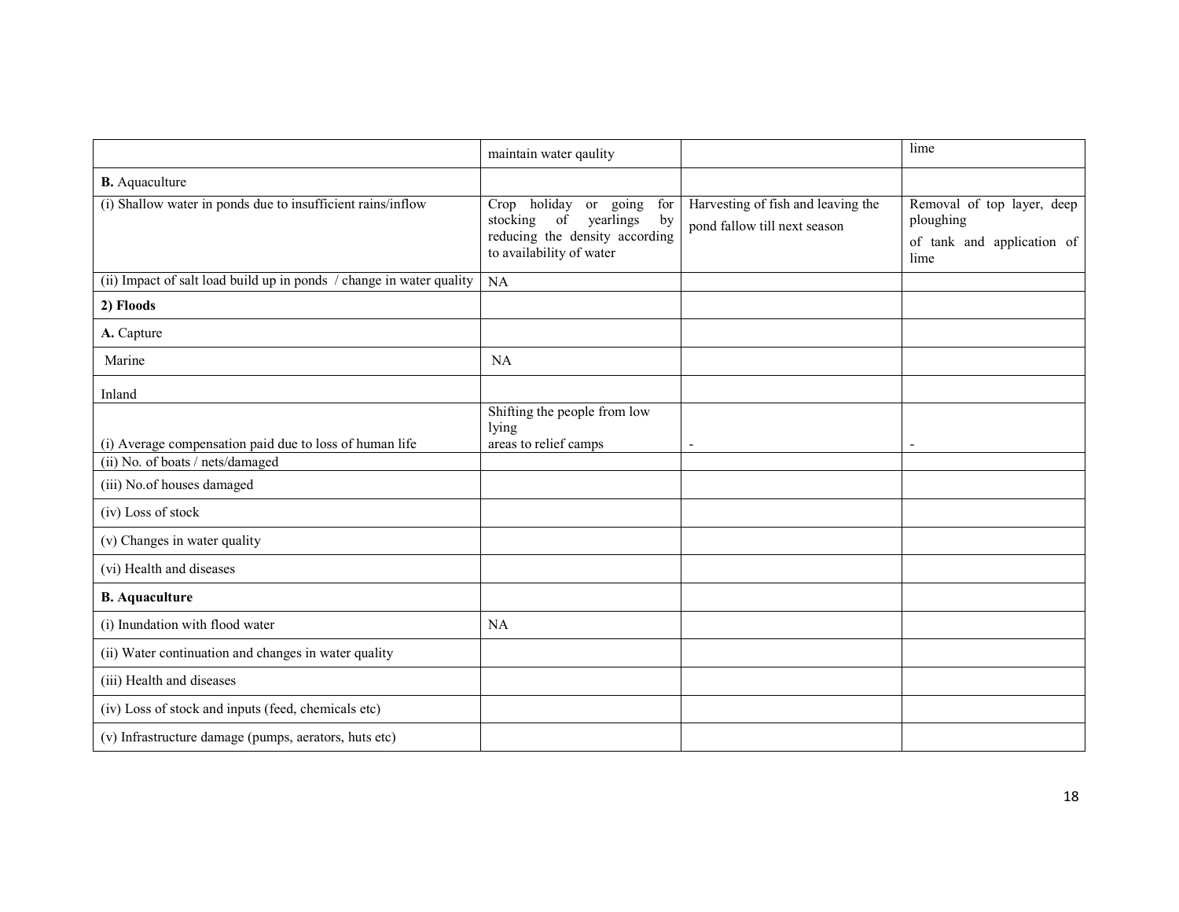| | | | |
|---|---|---|---|
| | maintain water qaulity | | lime |
| **B.** Aquaculture | | | |
| (i) Shallow water in ponds due to insufficient rains/inflow | Crop holiday or going for stocking of yearlings by reducing the density according to availability of water | Harvesting of fish and leaving the pond fallow till next season | Removal of top layer, deep ploughing of tank and application of lime |
| (ii) Impact of salt load build up in ponds / change in water quality | NA | | |
| **2) Floods** | | | |
| **A.** Capture | | | |
| Marine | NA | | |
| Inland | | | |
| (i) Average compensation paid due to loss of human life | Shifting the people from low lying areas to relief camps | - | - |
| (ii) No. of boats / nets/damaged | | | |
| (iii) No.of houses damaged | | | |
| (iv) Loss of stock | | | |
| (v) Changes in water quality | | | |
| (vi) Health and diseases | | | |
| **B. Aquaculture** | | | |
| (i) Inundation with flood water | NA | | |
| (ii) Water continuation and changes in water quality | | | |
| (iii) Health and diseases | | | |
| (iv) Loss of stock and inputs (feed, chemicals etc) | | | |
| (v) Infrastructure damage (pumps, aerators, huts etc) | | | |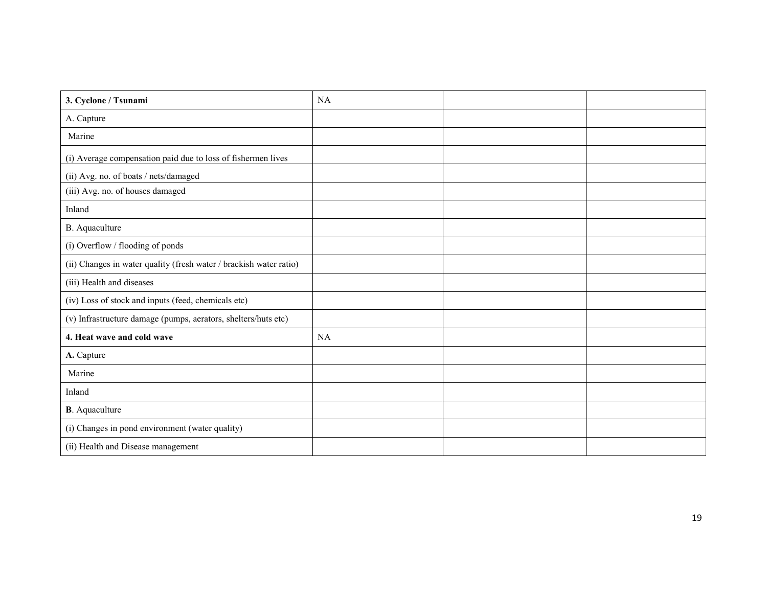| | | | |
|---|---|---|---|
| **3. Cyclone / Tsunami** | NA | | |
| A. Capture | | | |
| Marine | | | |
| (i) Average compensation paid due to loss of fishermen lives | | | |
| (ii) Avg. no. of boats / nets/damaged | | | |
| (iii) Avg. no. of houses damaged | | | |
| Inland | | | |
| B. Aquaculture | | | |
| (i) Overflow / flooding of ponds | | | |
| (ii) Changes in water quality (fresh water / brackish water ratio) | | | |
| (iii) Health and diseases | | | |
| (iv) Loss of stock and inputs (feed, chemicals etc) | | | |
| (v) Infrastructure damage (pumps, aerators, shelters/huts etc) | | | |
| **4. Heat wave and cold wave** | NA | | |
| **A.** Capture | | | |
| Marine | | | |
| Inland | | | |
| **B**. Aquaculture | | | |
| (i) Changes in pond environment (water quality) | | | |
| (ii) Health and Disease management | | | |